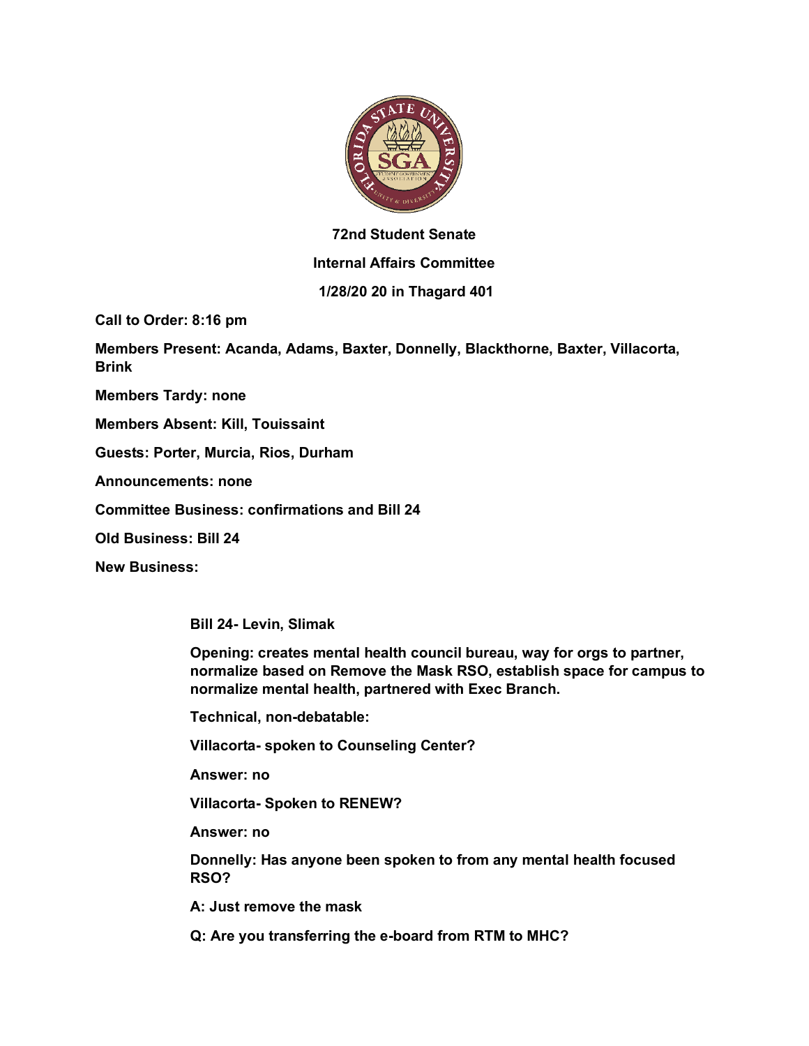**72nd Student Senate**

**Internal Affairs Committee**

**1/28/20 20 in Thagard 401**

**Call to Order: 8:16 pm**

**Members Present: Acanda, Adams, Baxter, Donnelly, Blackthorne, Baxter, Villacorta, Brink**

**Members Tardy: none**

**Members Absent: Kill, Touissaint**

**Guests: Porter, Murcia, Rios, Durham**

**Announcements: none**

**Committee Business: confirmations and Bill 24**

**Old Business: Bill 24**

**New Business:**

**Bill 24- Levin, Slimak**

**Opening: creates mental health council bureau, way for orgs to partner, normalize based on Remove the Mask RSO, establish space for campus to normalize mental health, partnered with Exec Branch.**

**Technical, non-debatable:**

**Villacorta- spoken to Counseling Center?**

**Answer: no**

**Villacorta- Spoken to RENEW?**

**Answer: no**

**Donnelly: Has anyone been spoken to from any mental health focused RSO?**

**A: Just remove the mask**

**Q: Are you transferring the e-board from RTM to MHC?**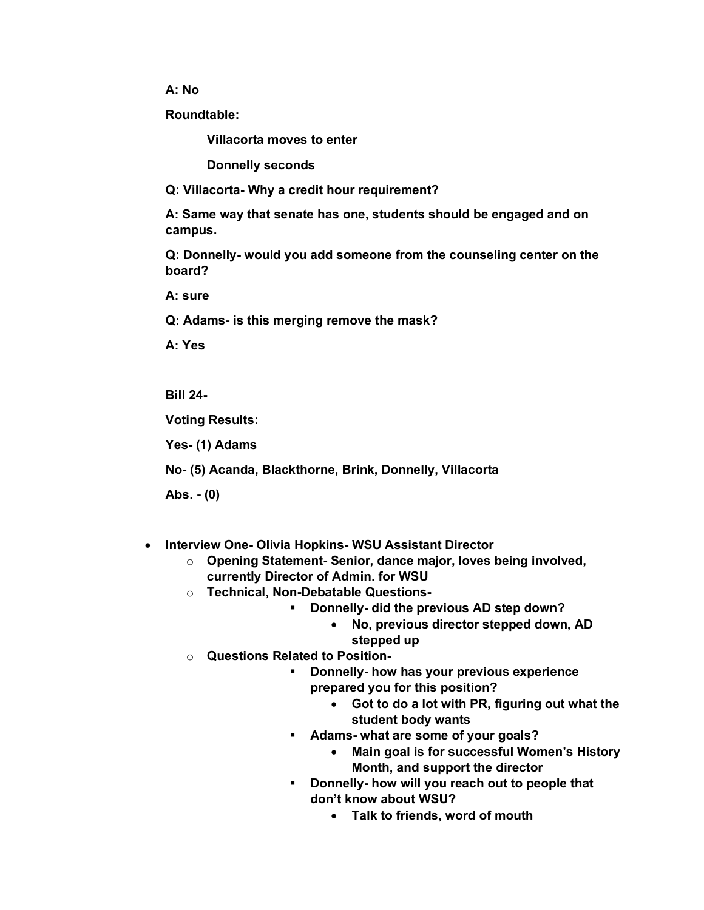**A: No**

**Roundtable:**

**Villacorta moves to enter**

**Donnelly seconds**

**Q: Villacorta- Why a credit hour requirement?**

**A: Same way that senate has one, students should be engaged and on campus.**

**Q: Donnelly- would you add someone from the counseling center on the board?**

**A: sure**

**Q: Adams- is this merging remove the mask?**

**A: Yes**

**Bill 24-**

**Voting Results:**

**Yes- (1) Adams**

**No- (5) Acanda, Blackthorne, Brink, Donnelly, Villacorta**

**Abs. - (0)**

- **Interview One- Olivia Hopkins- WSU Assistant Director**
  - **Opening Statement- Senior, dance major, loves being involved, currently Director of Admin. for WSU**
  - **Technical, Non-Debatable Questions-**
    - **Donnelly- did the previous AD step down?**
      - **No, previous director stepped down, AD stepped up**
  - **Questions Related to Position-**
    - **Donnelly- how has your previous experience prepared you for this position?**
      - **Got to do a lot with PR, figuring out what the student body wants**
    - **Adams- what are some of your goals?**
      - **Main goal is for successful Women's History Month, and support the director**
    - **Donnelly- how will you reach out to people that don't know about WSU?**
      - **Talk to friends, word of mouth**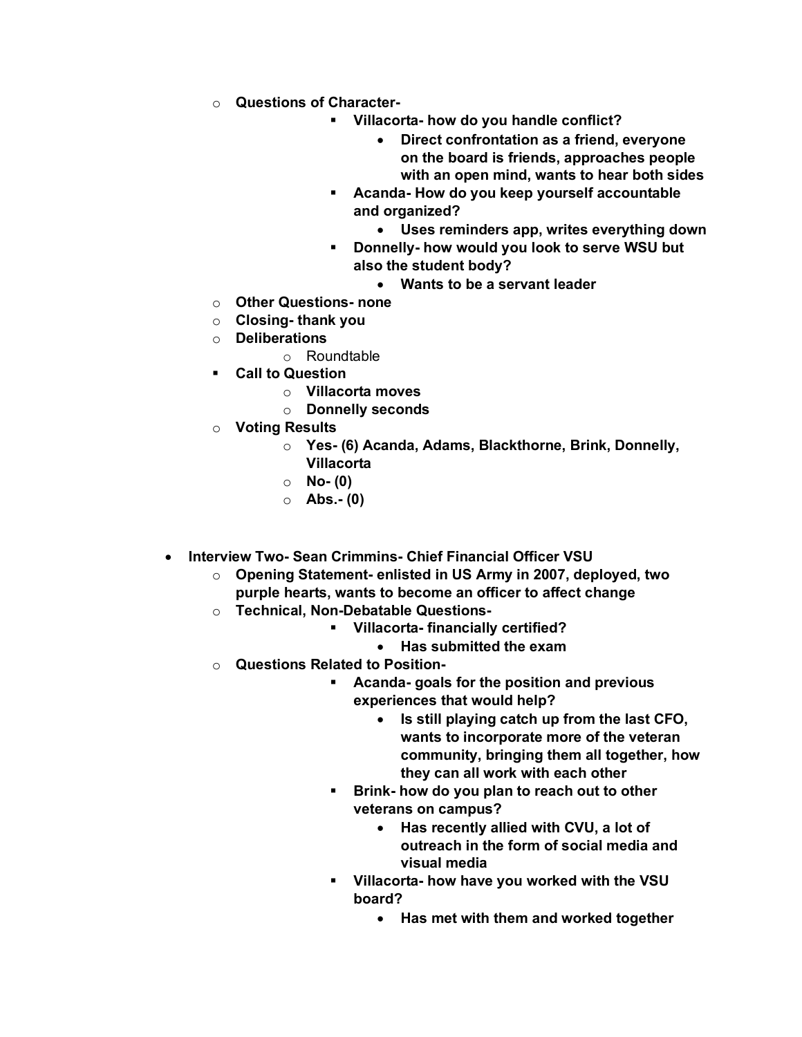- **Questions of Character-**
    - **Villacorta- how do you handle conflict?**
        - **Direct confrontation as a friend, everyone on the board is friends, approaches people with an open mind, wants to hear both sides**
    - **Acanda- How do you keep yourself accountable and organized?**
        - **Uses reminders app, writes everything down**
    - **Donnelly- how would you look to serve WSU but also the student body?**
        - **Wants to be a servant leader**
- **Other Questions- none**
- **Closing- thank you**
- **Deliberations**
    - Roundtable
- **Call to Question**
    - **Villacorta moves**
    - **Donnelly seconds**
- **Voting Results**
    - **Yes- (6) Acanda, Adams, Blackthorne, Brink, Donnelly, Villacorta**
    - **No- (0)**
    - **Abs.- (0)**

- **Interview Two- Sean Crimmins- Chief Financial Officer VSU**
    - **Opening Statement- enlisted in US Army in 2007, deployed, two purple hearts, wants to become an officer to affect change**
    - **Technical, Non-Debatable Questions-**
        - **Villacorta- financially certified?**
            - **Has submitted the exam**
    - **Questions Related to Position-**
        - **Acanda- goals for the position and previous experiences that would help?**
            - **Is still playing catch up from the last CFO, wants to incorporate more of the veteran community, bringing them all together, how they can all work with each other**
        - **Brink- how do you plan to reach out to other veterans on campus?**
            - **Has recently allied with CVU, a lot of outreach in the form of social media and visual media**
        - **Villacorta- how have you worked with the VSU board?**
            - **Has met with them and worked together**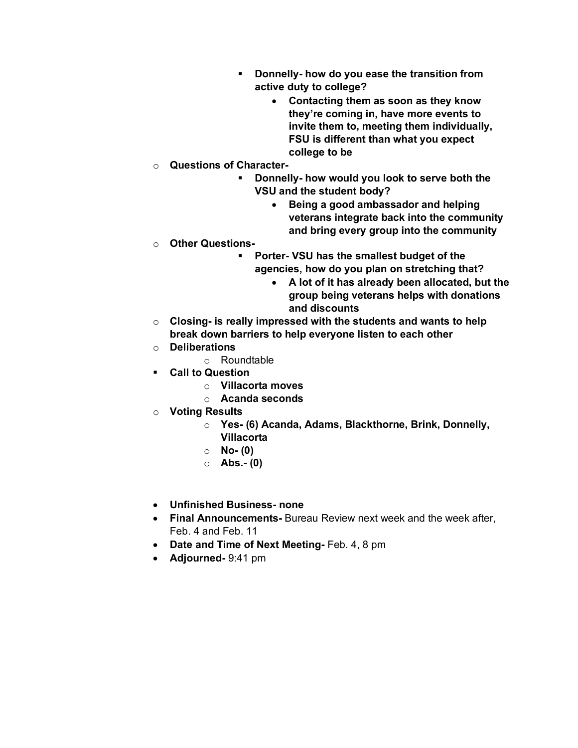- **Donnelly- how do you ease the transition from active duty to college?**
  - **Contacting them as soon as they know they're coming in, have more events to invite them to, meeting them individually, FSU is different than what you expect college to be**
- **Questions of Character-**
  - **Donnelly- how would you look to serve both the VSU and the student body?**
    - **Being a good ambassador and helping veterans integrate back into the community and bring every group into the community**
- **Other Questions-**
  - **Porter- VSU has the smallest budget of the agencies, how do you plan on stretching that?**
    - **A lot of it has already been allocated, but the group being veterans helps with donations and discounts**
- **Closing- is really impressed with the students and wants to help break down barriers to help everyone listen to each other**
- **Deliberations**
  - Roundtable
- **Call to Question**
  - **Villacorta moves**
  - **Acanda seconds**
- **Voting Results**
  - **Yes- (6) Acanda, Adams, Blackthorne, Brink, Donnelly, Villacorta**
  - **No- (0)**
  - **Abs.- (0)**

- **Unfinished Business- none**
- **Final Announcements-** Bureau Review next week and the week after, Feb. 4 and Feb. 11
- **Date and Time of Next Meeting-** Feb. 4, 8 pm
- **Adjourned-** 9:41 pm